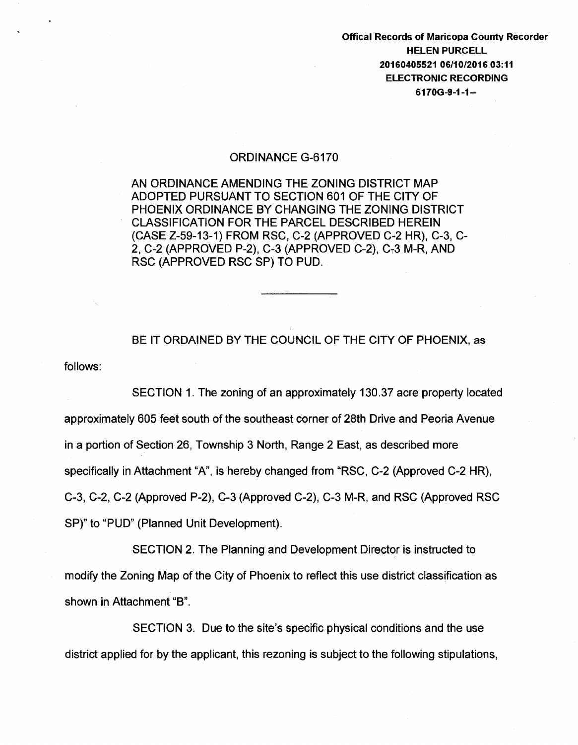Offical Records of Maricopa County Recorder
HELEN PURCELL
20160405521 06/10/2016 03:11
ELECTRONIC RECORDING
6170G-9-1-1--

# ORDINANCE G-6170

AN ORDINANCE AMENDING THE ZONING DISTRICT MAP ADOPTED PURSUANT TO SECTION 601 OF THE CITY OF PHOENIX ORDINANCE BY CHANGING THE ZONING DISTRICT CLASSIFICATION FOR THE PARCEL DESCRIBED HEREIN (CASE Z-59-13-1) FROM RSC, C-2 (APPROVED C-2 HR), C-3, C-2, C-2 (APPROVED P-2), C-3 (APPROVED C-2), C-3 M-R, AND RSC (APPROVED RSC SP) TO PUD.

---

BE IT ORDAINED BY THE COUNCIL OF THE CITY OF PHOENIX, as follows:

SECTION 1. The zoning of an approximately 130.37 acre property located approximately 605 feet south of the southeast corner of 28th Drive and Peoria Avenue in a portion of Section 26, Township 3 North, Range 2 East, as described more specifically in Attachment "A", is hereby changed from "RSC, C-2 (Approved C-2 HR), C-3, C-2, C-2 (Approved P-2), C-3 (Approved C-2), C-3 M-R, and RSC (Approved RSC SP)" to "PUD" (Planned Unit Development).

SECTION 2. The Planning and Development Director is instructed to modify the Zoning Map of the City of Phoenix to reflect this use district classification as shown in Attachment "B".

SECTION 3. Due to the site's specific physical conditions and the use district applied for by the applicant, this rezoning is subject to the following stipulations,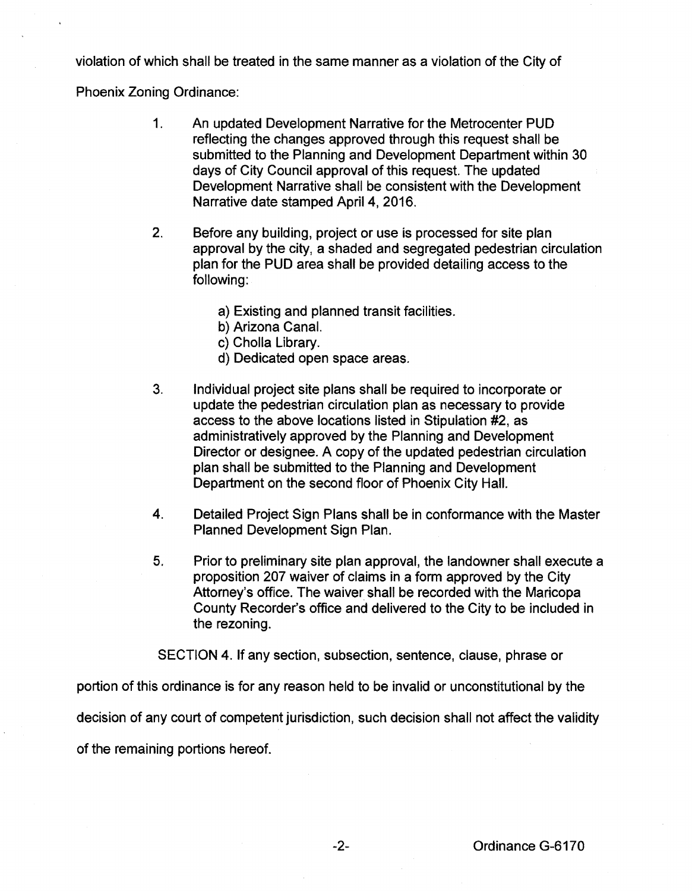violation of which shall be treated in the same manner as a violation of the City of Phoenix Zoning Ordinance:

1. An updated Development Narrative for the Metrocenter PUD reflecting the changes approved through this request shall be submitted to the Planning and Development Department within 30 days of City Council approval of this request. The updated Development Narrative shall be consistent with the Development Narrative date stamped April 4, 2016.

2. Before any building, project or use is processed for site plan approval by the city, a shaded and segregated pedestrian circulation plan for the PUD area shall be provided detailing access to the following:

   a) Existing and planned transit facilities.
   b) Arizona Canal.
   c) Cholla Library.
   d) Dedicated open space areas.

3. Individual project site plans shall be required to incorporate or update the pedestrian circulation plan as necessary to provide access to the above locations listed in Stipulation #2, as administratively approved by the Planning and Development Director or designee. A copy of the updated pedestrian circulation plan shall be submitted to the Planning and Development Department on the second floor of Phoenix City Hall.

4. Detailed Project Sign Plans shall be in conformance with the Master Planned Development Sign Plan.

5. Prior to preliminary site plan approval, the landowner shall execute a proposition 207 waiver of claims in a form approved by the City Attorney's office. The waiver shall be recorded with the Maricopa County Recorder's office and delivered to the City to be included in the rezoning.

SECTION 4. If any section, subsection, sentence, clause, phrase or portion of this ordinance is for any reason held to be invalid or unconstitutional by the decision of any court of competent jurisdiction, such decision shall not affect the validity of the remaining portions hereof.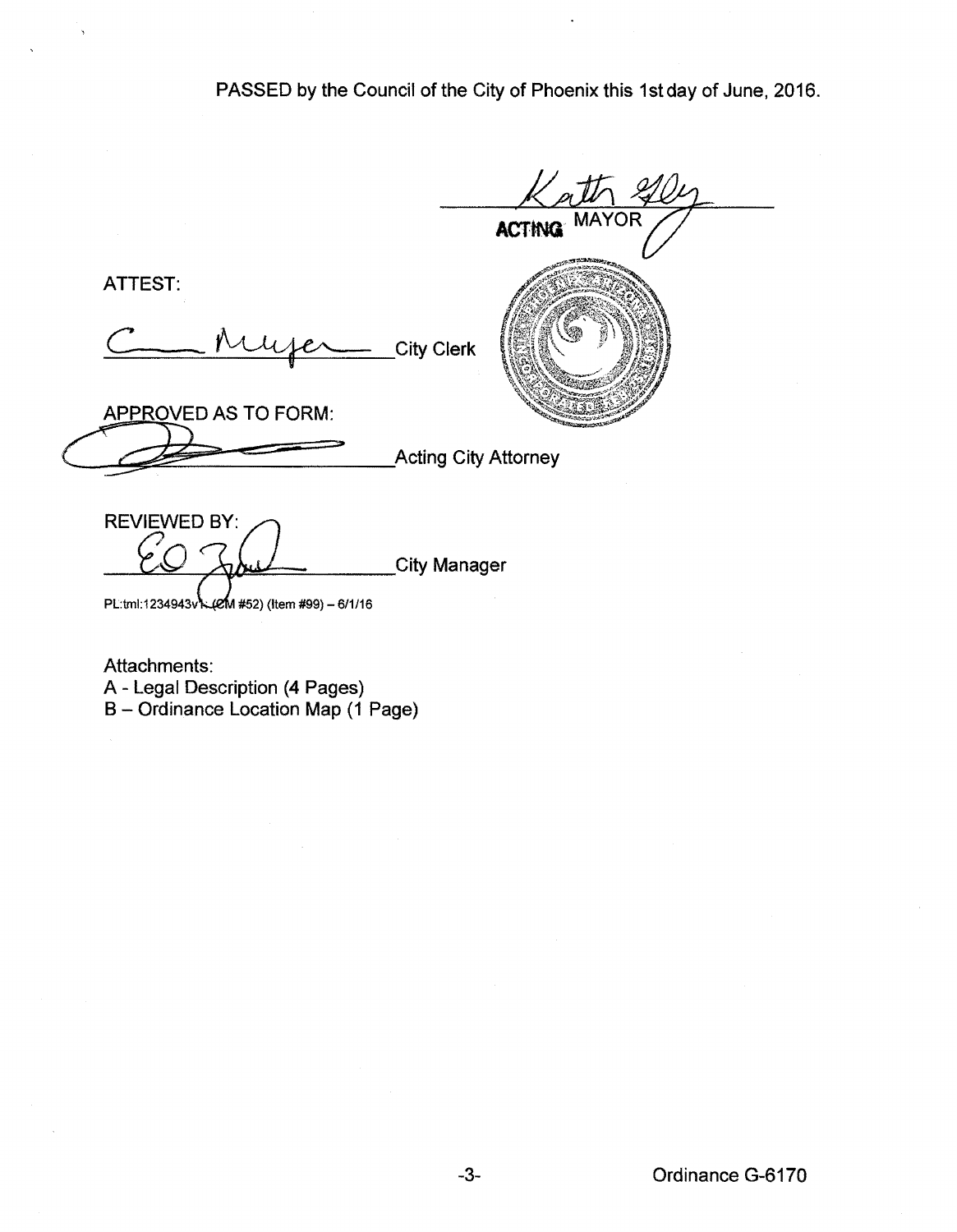PASSED by the Council of the City of Phoenix this 1st day of June, 2016.

ACTING MAYOR

ATTEST:

City Clerk

APPROVED AS TO FORM:

Acting City Attorney

REVIEWED BY:

City Manager

PL:tml:1234943v1 (CM #52) (Item #99) – 6/1/16

Attachments:
A - Legal Description (4 Pages)
B – Ordinance Location Map (1 Page)

Ordinance G-6170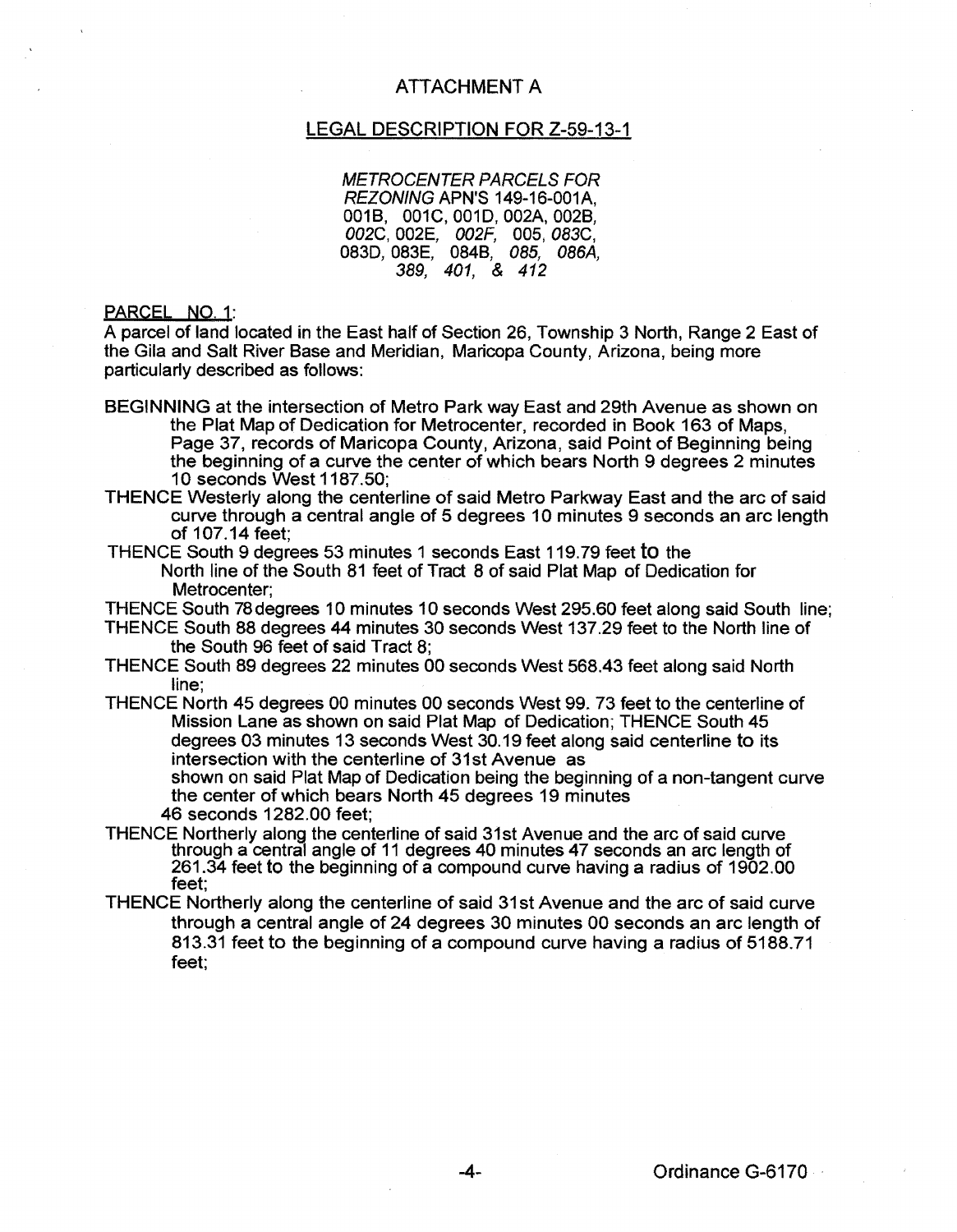# ATTACHMENT A

## LEGAL DESCRIPTION FOR Z-59-13-1

*METROCENTER PARCELS FOR REZONING* APN'S 149-16-001A, 001B, 001C, 001D, 002A, 002B, *002C*, 002E, *002F*, 005, *083C*, 083D, 083E, 084B, *085*, *086A*, *389*, *401*, & *412*

PARCEL NO. 1:

A parcel of land located in the East half of Section 26, Township 3 North, Range 2 East of the Gila and Salt River Base and Meridian, Maricopa County, Arizona, being more particularly described as follows:

BEGINNING at the intersection of Metro Park way East and 29th Avenue as shown on the Plat Map of Dedication for Metrocenter, recorded in Book 163 of Maps, Page 37, records of Maricopa County, Arizona, said Point of Beginning being the beginning of a curve the center of which bears North 9 degrees 2 minutes 10 seconds West 1187.50;

THENCE Westerly along the centerline of said Metro Parkway East and the arc of said curve through a central angle of 5 degrees 10 minutes 9 seconds an arc length of 107.14 feet;

THENCE South 9 degrees 53 minutes 1 seconds East 119.79 feet to the North line of the South 81 feet of Tract 8 of said Plat Map of Dedication for Metrocenter;

THENCE South 78 degrees 10 minutes 10 seconds West 295.60 feet along said South line;

THENCE South 88 degrees 44 minutes 30 seconds West 137.29 feet to the North line of the South 96 feet of said Tract 8;

THENCE South 89 degrees 22 minutes 00 seconds West 568.43 feet along said North line;

THENCE North 45 degrees 00 minutes 00 seconds West 99. 73 feet to the centerline of Mission Lane as shown on said Plat Map of Dedication; THENCE South 45 degrees 03 minutes 13 seconds West 30.19 feet along said centerline to its intersection with the centerline of 31st Avenue as shown on said Plat Map of Dedication being the beginning of a non-tangent curve the center of which bears North 45 degrees 19 minutes 46 seconds 1282.00 feet;

THENCE Northerly along the centerline of said 31st Avenue and the arc of said curve through a central angle of 11 degrees 40 minutes 47 seconds an arc length of 261.34 feet to the beginning of a compound curve having a radius of 1902.00 feet;

THENCE Northerly along the centerline of said 31st Avenue and the arc of said curve through a central angle of 24 degrees 30 minutes 00 seconds an arc length of 813.31 feet to the beginning of a compound curve having a radius of 5188.71 feet;

Ordinance G-6170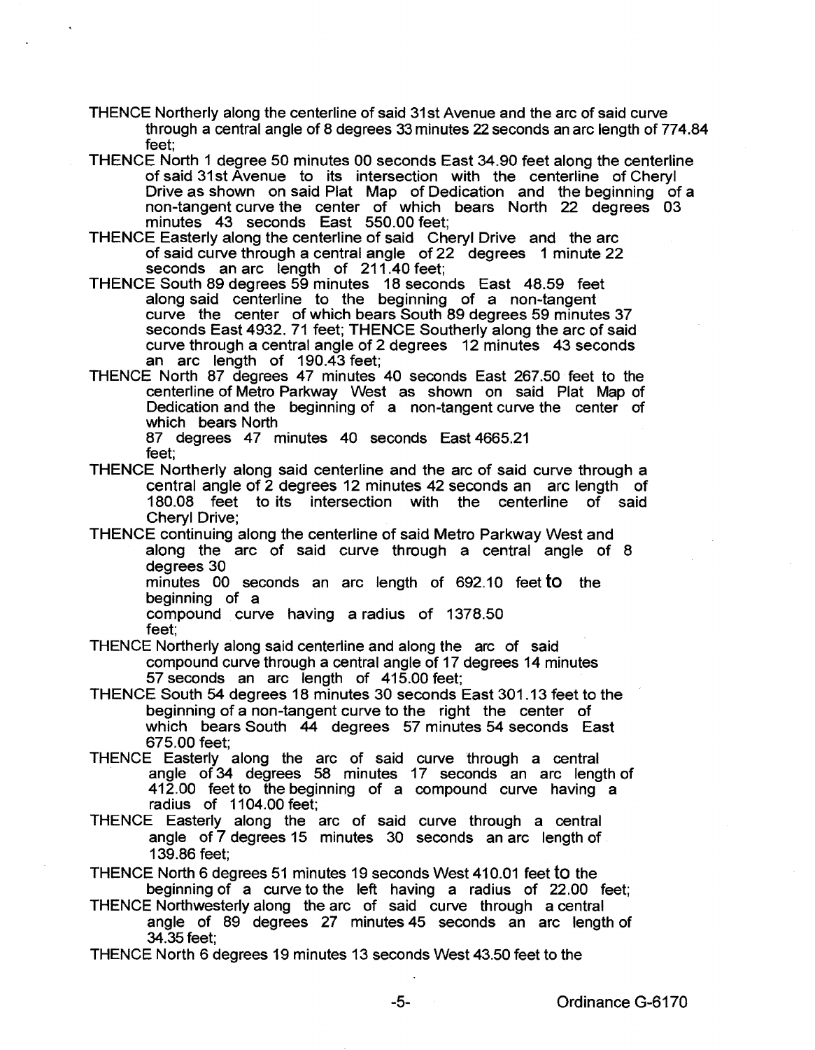THENCE Northerly along the centerline of said 31st Avenue and the arc of said curve through a central angle of 8 degrees 33 minutes 22 seconds an arc length of 774.84 feet;

THENCE North 1 degree 50 minutes 00 seconds East 34.90 feet along the centerline of said 31st Avenue to its intersection with the centerline of Cheryl Drive as shown on said Plat Map of Dedication and the beginning of a non-tangent curve the center of which bears North 22 degrees 03 minutes 43 seconds East 550.00 feet;

THENCE Easterly along the centerline of said Cheryl Drive and the arc of said curve through a central angle of 22 degrees 1 minute 22 seconds an arc length of 211.40 feet;

THENCE South 89 degrees 59 minutes 18 seconds East 48.59 feet along said centerline to the beginning of a non-tangent curve the center of which bears South 89 degrees 59 minutes 37 seconds East 4932. 71 feet; THENCE Southerly along the arc of said curve through a central angle of 2 degrees 12 minutes 43 seconds an arc length of 190.43 feet;

THENCE North 87 degrees 47 minutes 40 seconds East 267.50 feet to the centerline of Metro Parkway West as shown on said Plat Map of Dedication and the beginning of a non-tangent curve the center of which bears North 87 degrees 47 minutes 40 seconds East 4665.21 feet;

THENCE Northerly along said centerline and the arc of said curve through a central angle of 2 degrees 12 minutes 42 seconds an arc length of 180.08 feet to its intersection with the centerline of said Cheryl Drive;

THENCE continuing along the centerline of said Metro Parkway West and along the arc of said curve through a central angle of 8 degrees 30 minutes 00 seconds an arc length of 692.10 feet to the beginning of a compound curve having a radius of 1378.50 feet;

THENCE Northerly along said centerline and along the arc of said compound curve through a central angle of 17 degrees 14 minutes 57 seconds an arc length of 415.00 feet;

THENCE South 54 degrees 18 minutes 30 seconds East 301.13 feet to the beginning of a non-tangent curve to the right the center of which bears South 44 degrees 57 minutes 54 seconds East 675.00 feet;

THENCE Easterly along the arc of said curve through a central angle of 34 degrees 58 minutes 17 seconds an arc length of 412.00 feet to the beginning of a compound curve having a radius of 1104.00 feet;

THENCE Easterly along the arc of said curve through a central angle of 7 degrees 15 minutes 30 seconds an arc length of 139.86 feet;

THENCE North 6 degrees 51 minutes 19 seconds West 410.01 feet to the beginning of a curve to the left having a radius of 22.00 feet;

THENCE Northwesterly along the arc of said curve through a central angle of 89 degrees 27 minutes 45 seconds an arc length of 34.35 feet;

THENCE North 6 degrees 19 minutes 13 seconds West 43.50 feet to the

Ordinance G-6170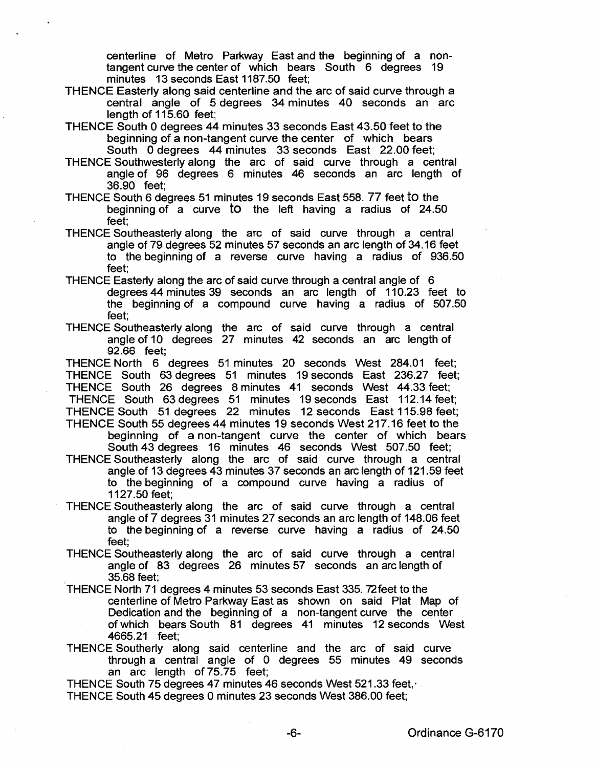centerline of Metro Parkway East and the beginning of a non-tangent curve the center of which bears South 6 degrees 19 minutes 13 seconds East 1187.50 feet;

THENCE Easterly along said centerline and the arc of said curve through a central angle of 5 degrees 34 minutes 40 seconds an arc length of 115.60 feet;

THENCE South 0 degrees 44 minutes 33 seconds East 43.50 feet to the beginning of a non-tangent curve the center of which bears South 0 degrees 44 minutes 33 seconds East 22.00 feet;

THENCE Southwesterly along the arc of said curve through a central angle of 96 degrees 6 minutes 46 seconds an arc length of 36.90 feet;

THENCE South 6 degrees 51 minutes 19 seconds East 558. 77 feet to the beginning of a curve to the left having a radius of 24.50 feet;

THENCE Southeasterly along the arc of said curve through a central angle of 79 degrees 52 minutes 57 seconds an arc length of 34.16 feet to the beginning of a reverse curve having a radius of 936.50 feet;

THENCE Easterly along the arc of said curve through a central angle of 6 degrees 44 minutes 39 seconds an arc length of 110.23 feet to the beginning of a compound curve having a radius of 507.50 feet;

THENCE Southeasterly along the arc of said curve through a central angle of 10 degrees 27 minutes 42 seconds an arc length of 92.66 feet;

THENCE North 6 degrees 51 minutes 20 seconds West 284.01 feet;

THENCE South 63 degrees 51 minutes 19 seconds East 236.27 feet;

THENCE South 26 degrees 8 minutes 41 seconds West 44.33 feet;

THENCE South 63 degrees 51 minutes 19 seconds East 112.14 feet;

THENCE South 51 degrees 22 minutes 12 seconds East 115.98 feet;

THENCE South 55 degrees 44 minutes 19 seconds West 217.16 feet to the beginning of a non-tangent curve the center of which bears South 43 degrees 16 minutes 46 seconds West 507.50 feet;

THENCE Southeasterly along the arc of said curve through a central angle of 13 degrees 43 minutes 37 seconds an arc length of 121.59 feet to the beginning of a compound curve having a radius of 1127.50 feet;

THENCE Southeasterly along the arc of said curve through a central angle of 7 degrees 31 minutes 27 seconds an arc length of 148.06 feet to the beginning of a reverse curve having a radius of 24.50 feet;

THENCE Southeasterly along the arc of said curve through a central angle of 83 degrees 26 minutes 57 seconds an arc length of 35.68 feet;

THENCE North 71 degrees 4 minutes 53 seconds East 335. 72feet to the centerline of Metro Parkway East as shown on said Plat Map of Dedication and the beginning of a non-tangent curve the center of which bears South 81 degrees 41 minutes 12 seconds West 4665.21 feet;

THENCE Southerly along said centerline and the arc of said curve through a central angle of 0 degrees 55 minutes 49 seconds an arc length of 75.75 feet;

THENCE South 75 degrees 47 minutes 46 seconds West 521.33 feet,

THENCE South 45 degrees 0 minutes 23 seconds West 386.00 feet;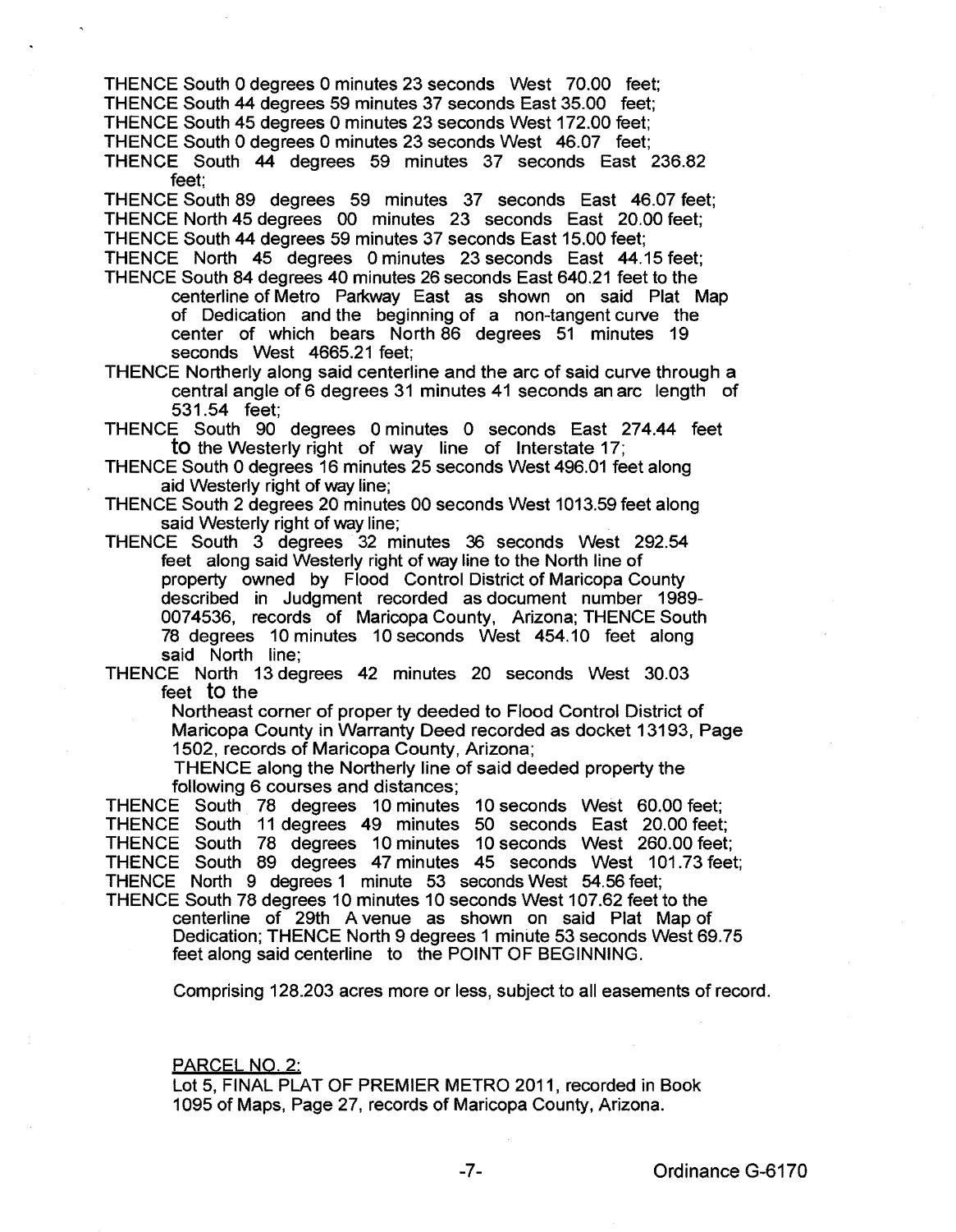THENCE South 0 degrees 0 minutes 23 seconds West 70.00 feet;
THENCE South 44 degrees 59 minutes 37 seconds East 35.00 feet;
THENCE South 45 degrees 0 minutes 23 seconds West 172.00 feet;
THENCE South 0 degrees 0 minutes 23 seconds West 46.07 feet;
THENCE South 44 degrees 59 minutes 37 seconds East 236.82 feet;
THENCE South 89 degrees 59 minutes 37 seconds East 46.07 feet;
THENCE North 45 degrees 00 minutes 23 seconds East 20.00 feet;
THENCE South 44 degrees 59 minutes 37 seconds East 15.00 feet;
THENCE North 45 degrees 0 minutes 23 seconds East 44.15 feet;
THENCE South 84 degrees 40 minutes 26 seconds East 640.21 feet to the centerline of Metro Parkway East as shown on said Plat Map of Dedication and the beginning of a non-tangent curve the center of which bears North 86 degrees 51 minutes 19 seconds West 4665.21 feet;
THENCE Northerly along said centerline and the arc of said curve through a central angle of 6 degrees 31 minutes 41 seconds an arc length of 531.54 feet;
THENCE South 90 degrees 0 minutes 0 seconds East 274.44 feet to the Westerly right of way line of Interstate 17;
THENCE South 0 degrees 16 minutes 25 seconds West 496.01 feet along aid Westerly right of way line;
THENCE South 2 degrees 20 minutes 00 seconds West 1013.59 feet along said Westerly right of way line;
THENCE South 3 degrees 32 minutes 36 seconds West 292.54 feet along said Westerly right of way line to the North line of property owned by Flood Control District of Maricopa County described in Judgment recorded as document number 1989-0074536, records of Maricopa County, Arizona; THENCE South 78 degrees 10 minutes 10 seconds West 454.10 feet along said North line;
THENCE North 13 degrees 42 minutes 20 seconds West 30.03 feet to the
Northeast corner of proper ty deeded to Flood Control District of Maricopa County in Warranty Deed recorded as docket 13193, Page 1502, records of Maricopa County, Arizona;
THENCE along the Northerly line of said deeded property the following 6 courses and distances;
THENCE South 78 degrees 10 minutes 10 seconds West 60.00 feet;
THENCE South 11 degrees 49 minutes 50 seconds East 20.00 feet;
THENCE South 78 degrees 10 minutes 10 seconds West 260.00 feet;
THENCE South 89 degrees 47 minutes 45 seconds West 101.73 feet;
THENCE North 9 degrees 1 minute 53 seconds West 54.56 feet;
THENCE South 78 degrees 10 minutes 10 seconds West 107.62 feet to the centerline of 29th A venue as shown on said Plat Map of Dedication; THENCE North 9 degrees 1 minute 53 seconds West 69.75 feet along said centerline to the POINT OF BEGINNING.

Comprising 128.203 acres more or less, subject to all easements of record.

PARCEL NO. 2:
Lot 5, FINAL PLAT OF PREMIER METRO 2011, recorded in Book 1095 of Maps, Page 27, records of Maricopa County, Arizona.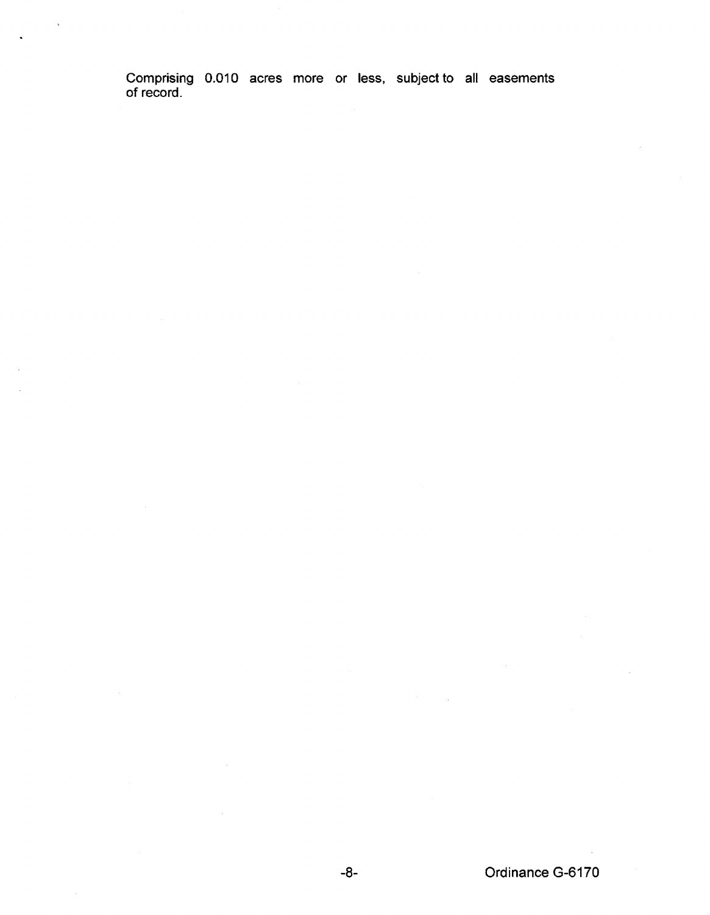Comprising 0.010 acres more or less, subject to all easements of record.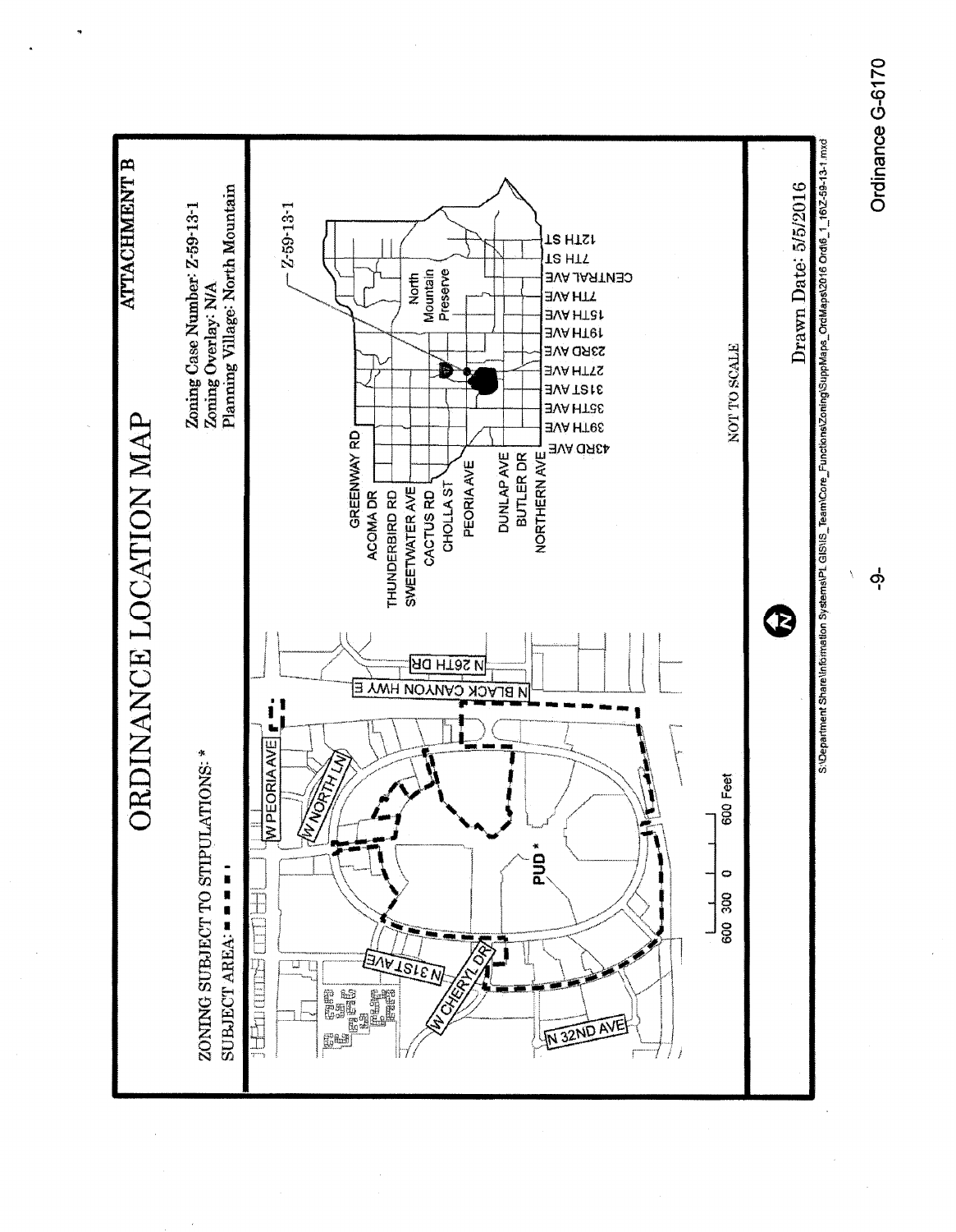# ORDINANCE LOCATION MAP

**ATTACHMENT B**

ZONING SUBJECT TO STIPULATIONS: *

SUBJECT AREA: ■ ■ ■ ■

Zoning Case Number: Z-59-13-1
Zoning Overlay: N/A
Planning Village: North Mountain

W PEORIA AVE
W NORTH LN
N 31ST AVE
W CHERYL DR
N 32ND AVE
N BLACK CANYON HWY
N 26TH DR
PUD *

600 300 0 600 Feet

Z-59-13-1

GREENWAY RD
ACOMA DR
THUNDERBIRD RD
SWEETWATER AVE
CACTUS RD
CHOLLA ST
PEORIA AVE
DUNLAP AVE
BUTLER DR
NORTHERN AVE

43RD AVE
39TH AVE
35TH AVE
31ST AVE
27TH AVE
23RD AVE
19TH AVE
15TH AVE
7TH AVE
CENTRAL AVE
7TH ST
12TH ST

North Mountain Preserve

NOT TO SCALE

Drawn Date: 5/5/2016

S:\Department Share\Information Systems\PL GIS\IS_Team\Core_Functions\Zoning\SuppMaps_OrdMaps\2016 Ord\6_1_16\Z-59-13-1.mxd

Ordinance G-6170